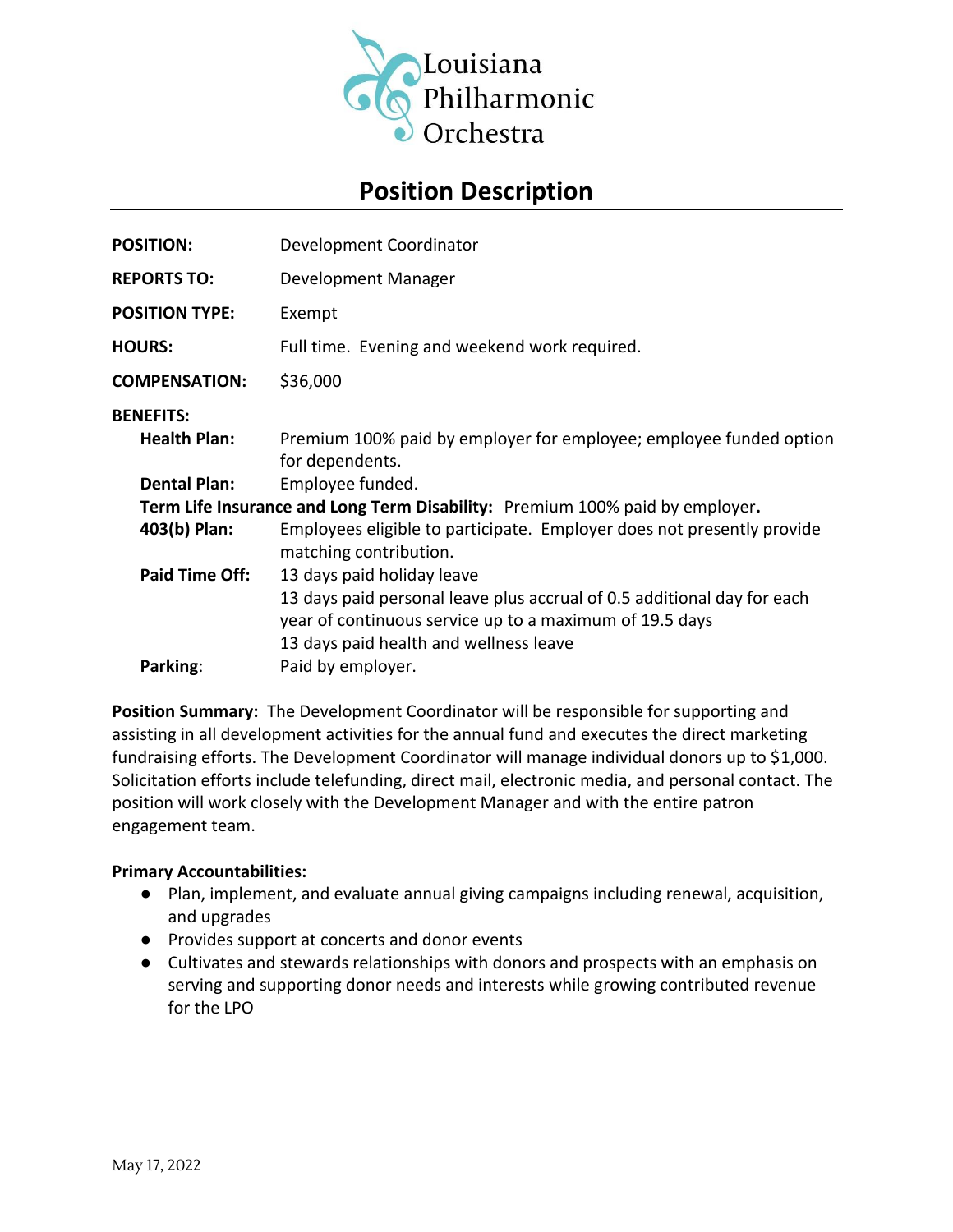Louisiana Philharmonic Orchestra

# Position Description

**POSITION:** Development Coordinator

**REPORTS TO:** Development Manager

**POSITION TYPE:** Exempt

**HOURS:** Full time. Evening and weekend work required.

**COMPENSATION:** $36,000

**BENEFITS:**

- **Health Plan:** Premium 100% paid by employer for employee; employee funded option for dependents.
- **Dental Plan:** Employee funded.
- **Term Life Insurance and Long Term Disability:** Premium 100% paid by employer.
- **403(b) Plan:** Employees eligible to participate. Employer does not presently provide matching contribution.
- **Paid Time Off:** 13 days paid holiday leave
  13 days paid personal leave plus accrual of 0.5 additional day for each year of continuous service up to a maximum of 19.5 days
  13 days paid health and wellness leave
- **Parking:** Paid by employer.

**Position Summary:** The Development Coordinator will be responsible for supporting and assisting in all development activities for the annual fund and executes the direct marketing fundraising efforts. The Development Coordinator will manage individual donors up to $1,000. Solicitation efforts include telefunding, direct mail, electronic media, and personal contact. The position will work closely with the Development Manager and with the entire patron engagement team.

**Primary Accountabilities:**

- Plan, implement, and evaluate annual giving campaigns including renewal, acquisition, and upgrades
- Provides support at concerts and donor events
- Cultivates and stewards relationships with donors and prospects with an emphasis on serving and supporting donor needs and interests while growing contributed revenue for the LPO

May 17, 2022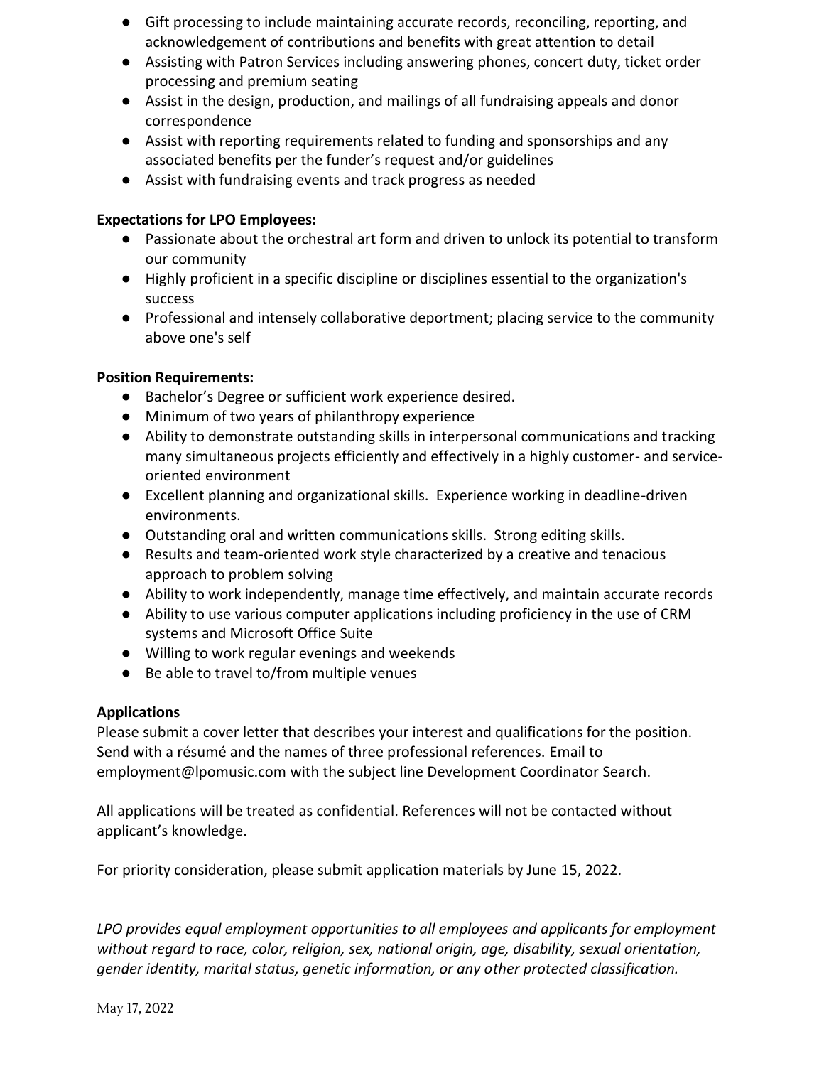- Gift processing to include maintaining accurate records, reconciling, reporting, and acknowledgement of contributions and benefits with great attention to detail
- Assisting with Patron Services including answering phones, concert duty, ticket order processing and premium seating
- Assist in the design, production, and mailings of all fundraising appeals and donor correspondence
- Assist with reporting requirements related to funding and sponsorships and any associated benefits per the funder's request and/or guidelines
- Assist with fundraising events and track progress as needed

**Expectations for LPO Employees:**

- Passionate about the orchestral art form and driven to unlock its potential to transform our community
- Highly proficient in a specific discipline or disciplines essential to the organization's success
- Professional and intensely collaborative deportment; placing service to the community above one's self

**Position Requirements:**

- Bachelor's Degree or sufficient work experience desired.
- Minimum of two years of philanthropy experience
- Ability to demonstrate outstanding skills in interpersonal communications and tracking many simultaneous projects efficiently and effectively in a highly customer- and service-oriented environment
- Excellent planning and organizational skills. Experience working in deadline-driven environments.
- Outstanding oral and written communications skills. Strong editing skills.
- Results and team-oriented work style characterized by a creative and tenacious approach to problem solving
- Ability to work independently, manage time effectively, and maintain accurate records
- Ability to use various computer applications including proficiency in the use of CRM systems and Microsoft Office Suite
- Willing to work regular evenings and weekends
- Be able to travel to/from multiple venues

**Applications**

Please submit a cover letter that describes your interest and qualifications for the position. Send with a résumé and the names of three professional references. Email to employment@lpomusic.com with the subject line Development Coordinator Search.

All applications will be treated as confidential. References will not be contacted without applicant's knowledge.

For priority consideration, please submit application materials by June 15, 2022.

*LPO provides equal employment opportunities to all employees and applicants for employment without regard to race, color, religion, sex, national origin, age, disability, sexual orientation, gender identity, marital status, genetic information, or any other protected classification.*

May 17, 2022